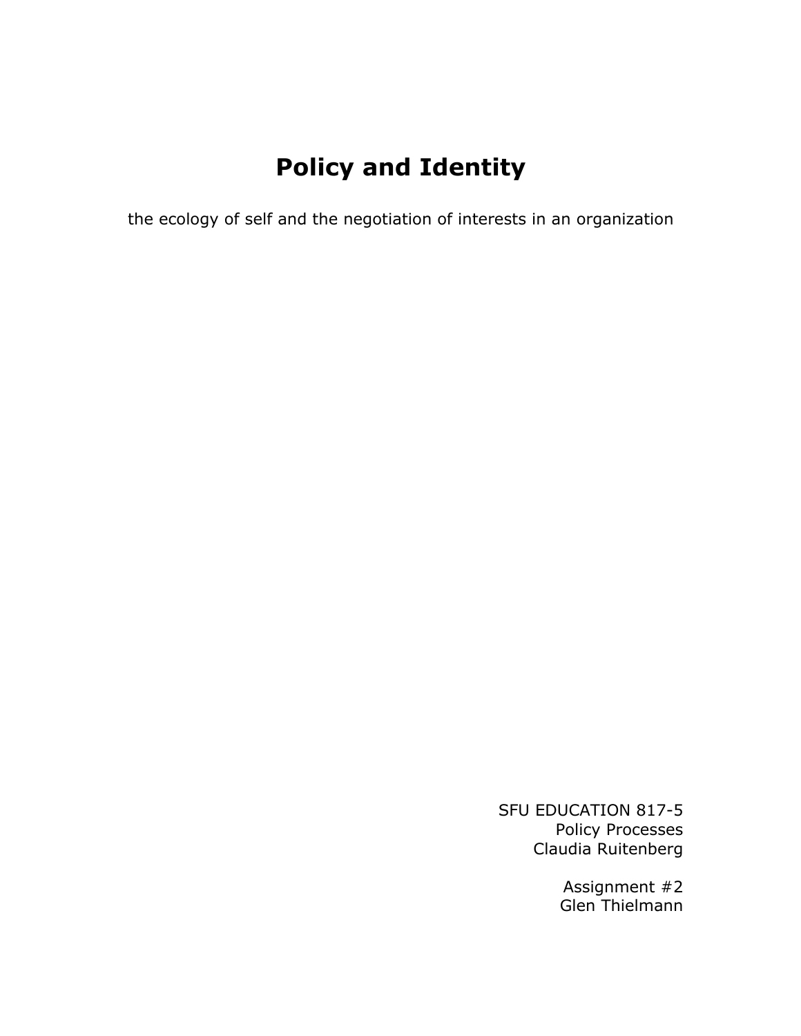# Policy and Identity

the ecology of self and the negotiation of interests in an organization

SFU EDUCATION 817-5
Policy Processes
Claudia Ruitenberg

Assignment #2
Glen Thielmann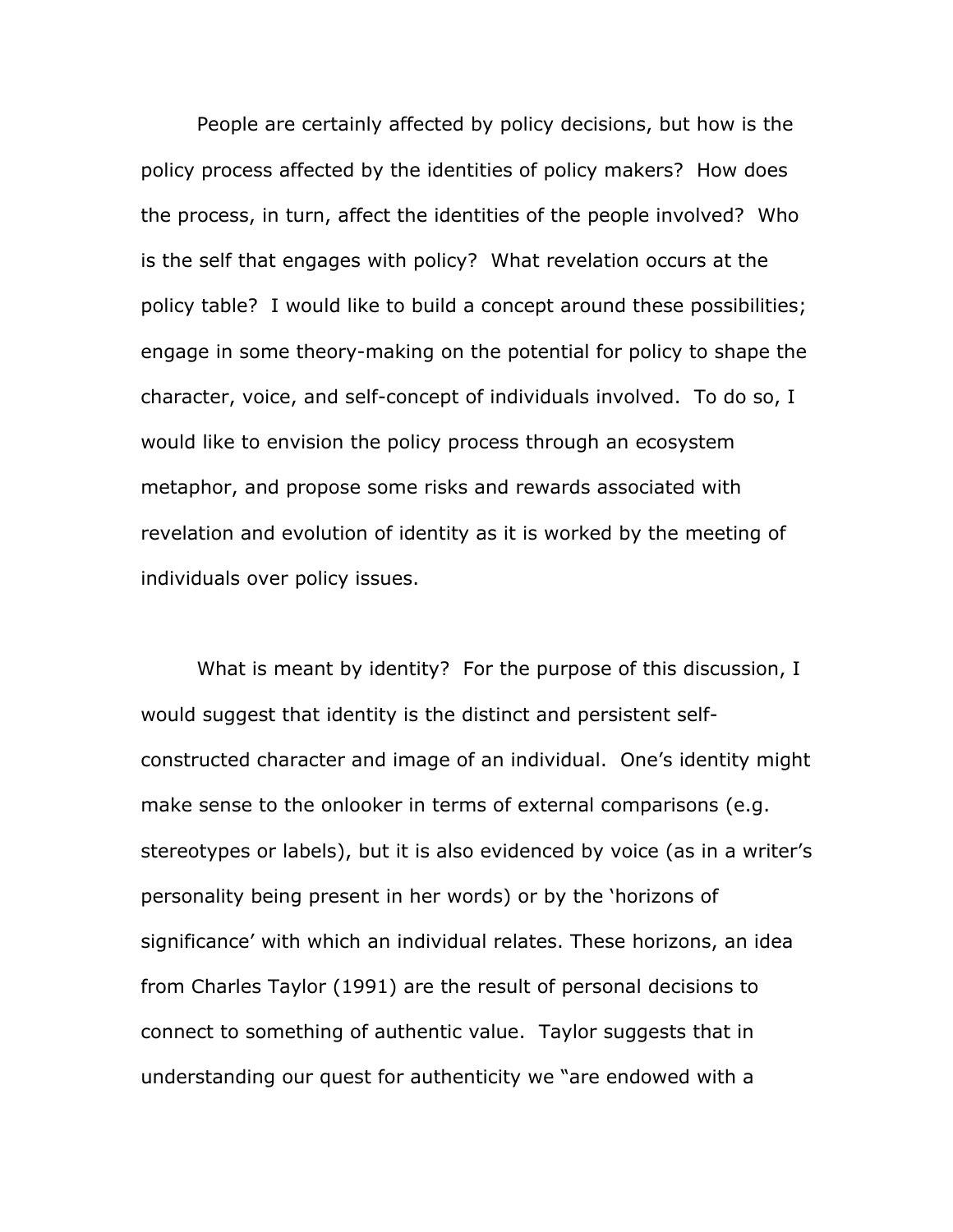People are certainly affected by policy decisions, but how is the policy process affected by the identities of policy makers? How does the process, in turn, affect the identities of the people involved? Who is the self that engages with policy? What revelation occurs at the policy table? I would like to build a concept around these possibilities; engage in some theory-making on the potential for policy to shape the character, voice, and self-concept of individuals involved. To do so, I would like to envision the policy process through an ecosystem metaphor, and propose some risks and rewards associated with revelation and evolution of identity as it is worked by the meeting of individuals over policy issues.

What is meant by identity? For the purpose of this discussion, I would suggest that identity is the distinct and persistent self-constructed character and image of an individual. One's identity might make sense to the onlooker in terms of external comparisons (e.g. stereotypes or labels), but it is also evidenced by voice (as in a writer's personality being present in her words) or by the 'horizons of significance' with which an individual relates. These horizons, an idea from Charles Taylor (1991) are the result of personal decisions to connect to something of authentic value. Taylor suggests that in understanding our quest for authenticity we "are endowed with a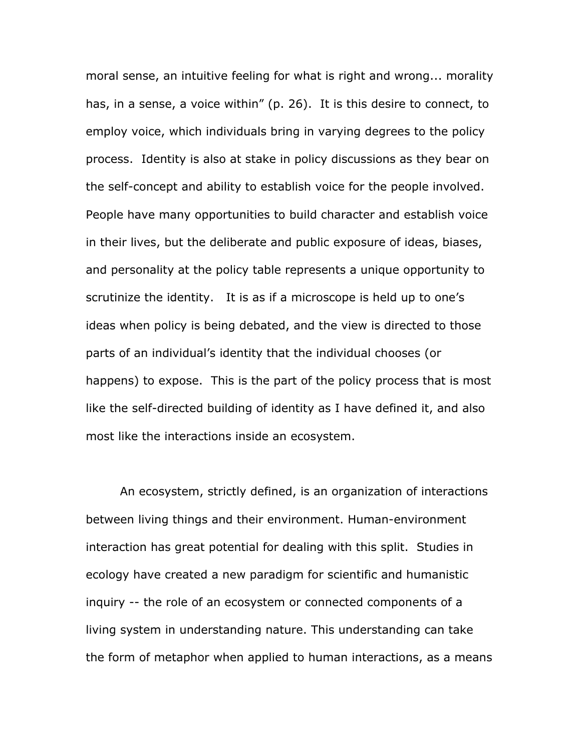moral sense, an intuitive feeling for what is right and wrong... morality has, in a sense, a voice within" (p. 26). It is this desire to connect, to employ voice, which individuals bring in varying degrees to the policy process. Identity is also at stake in policy discussions as they bear on the self-concept and ability to establish voice for the people involved. People have many opportunities to build character and establish voice in their lives, but the deliberate and public exposure of ideas, biases, and personality at the policy table represents a unique opportunity to scrutinize the identity. It is as if a microscope is held up to one's ideas when policy is being debated, and the view is directed to those parts of an individual's identity that the individual chooses (or happens) to expose. This is the part of the policy process that is most like the self-directed building of identity as I have defined it, and also most like the interactions inside an ecosystem.

An ecosystem, strictly defined, is an organization of interactions between living things and their environment. Human-environment interaction has great potential for dealing with this split. Studies in ecology have created a new paradigm for scientific and humanistic inquiry -- the role of an ecosystem or connected components of a living system in understanding nature. This understanding can take the form of metaphor when applied to human interactions, as a means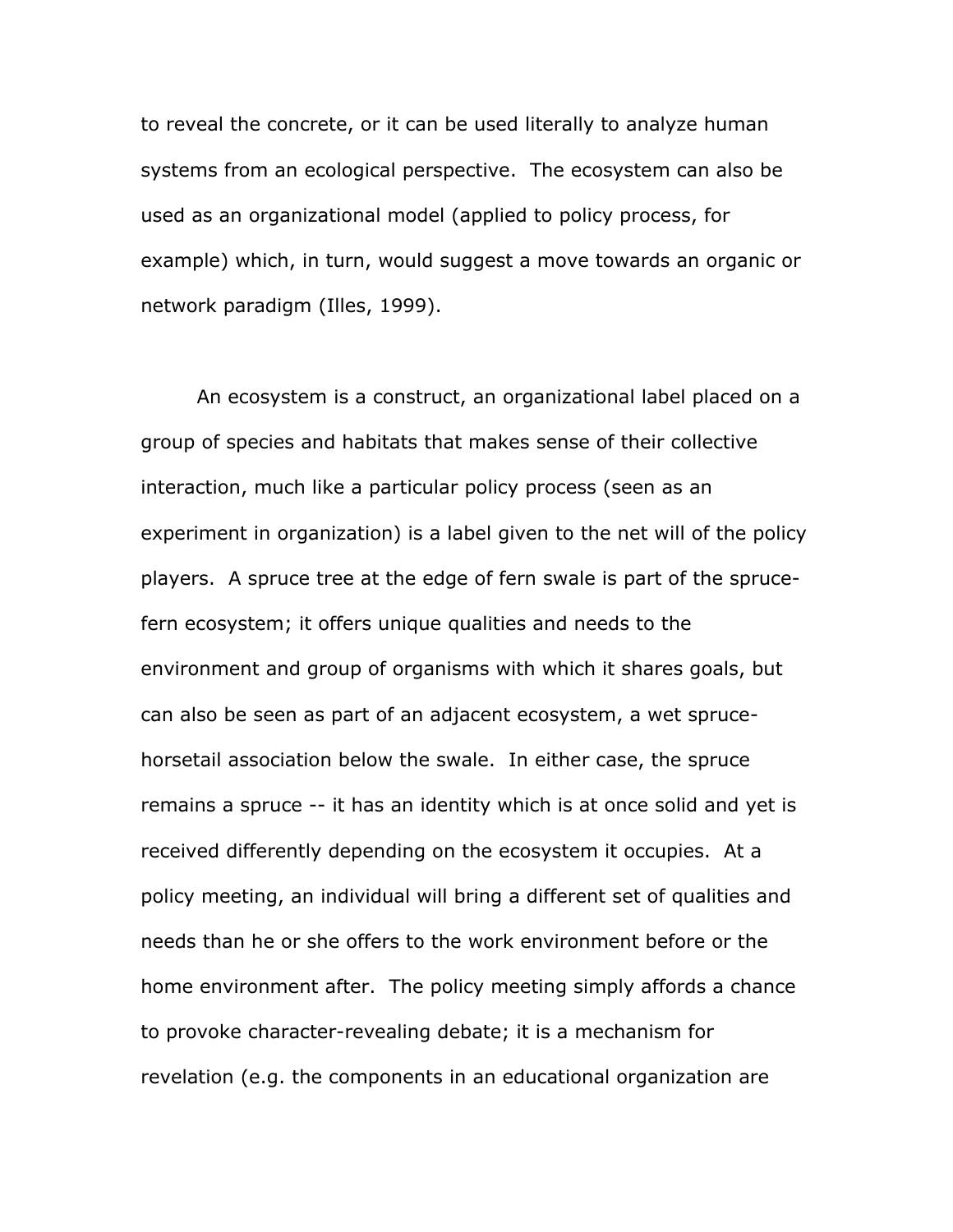to reveal the concrete, or it can be used literally to analyze human systems from an ecological perspective. The ecosystem can also be used as an organizational model (applied to policy process, for example) which, in turn, would suggest a move towards an organic or network paradigm (Illes, 1999).

An ecosystem is a construct, an organizational label placed on a group of species and habitats that makes sense of their collective interaction, much like a particular policy process (seen as an experiment in organization) is a label given to the net will of the policy players. A spruce tree at the edge of fern swale is part of the spruce-fern ecosystem; it offers unique qualities and needs to the environment and group of organisms with which it shares goals, but can also be seen as part of an adjacent ecosystem, a wet spruce-horsetail association below the swale. In either case, the spruce remains a spruce -- it has an identity which is at once solid and yet is received differently depending on the ecosystem it occupies. At a policy meeting, an individual will bring a different set of qualities and needs than he or she offers to the work environment before or the home environment after. The policy meeting simply affords a chance to provoke character-revealing debate; it is a mechanism for revelation (e.g. the components in an educational organization are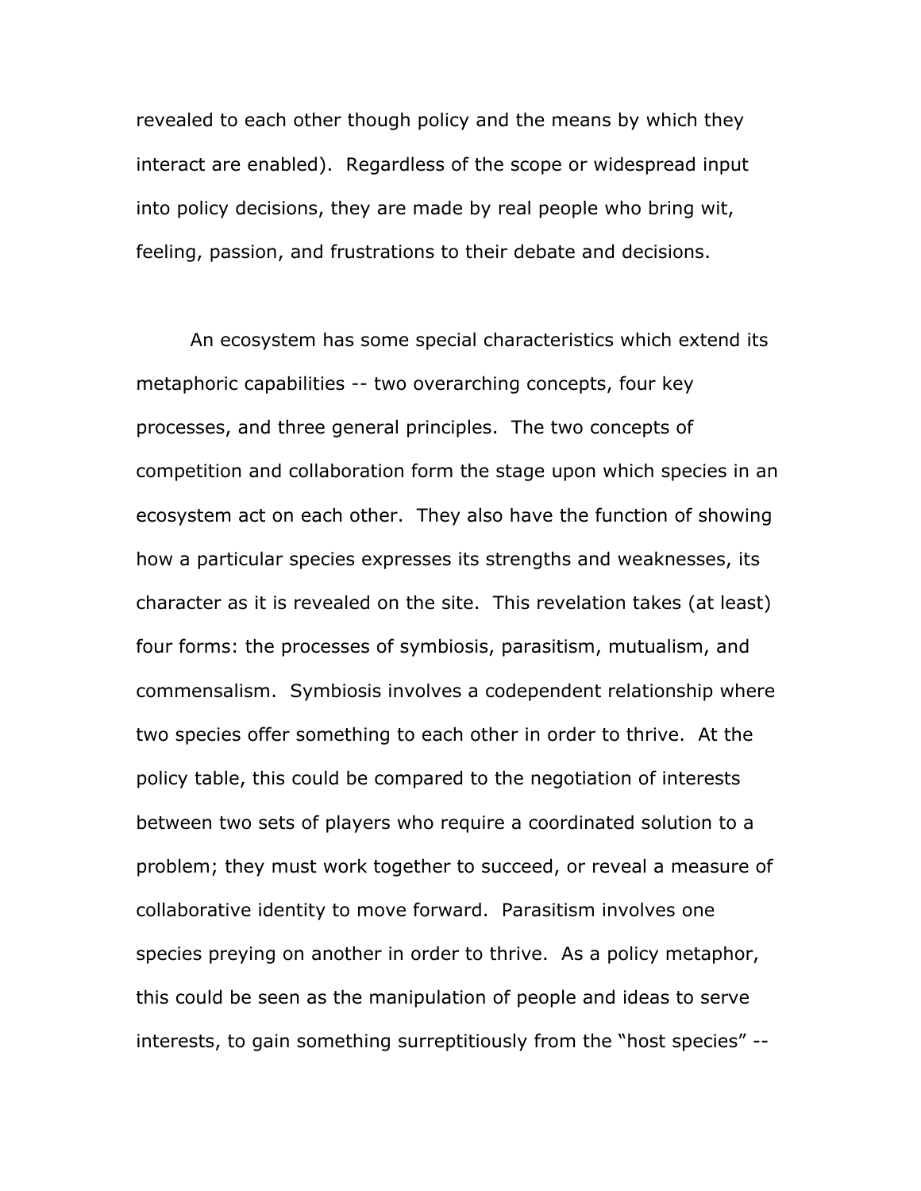revealed to each other though policy and the means by which they interact are enabled). Regardless of the scope or widespread input into policy decisions, they are made by real people who bring wit, feeling, passion, and frustrations to their debate and decisions.

An ecosystem has some special characteristics which extend its metaphoric capabilities -- two overarching concepts, four key processes, and three general principles. The two concepts of competition and collaboration form the stage upon which species in an ecosystem act on each other. They also have the function of showing how a particular species expresses its strengths and weaknesses, its character as it is revealed on the site. This revelation takes (at least) four forms: the processes of symbiosis, parasitism, mutualism, and commensalism. Symbiosis involves a codependent relationship where two species offer something to each other in order to thrive. At the policy table, this could be compared to the negotiation of interests between two sets of players who require a coordinated solution to a problem; they must work together to succeed, or reveal a measure of collaborative identity to move forward. Parasitism involves one species preying on another in order to thrive. As a policy metaphor, this could be seen as the manipulation of people and ideas to serve interests, to gain something surreptitiously from the "host species" --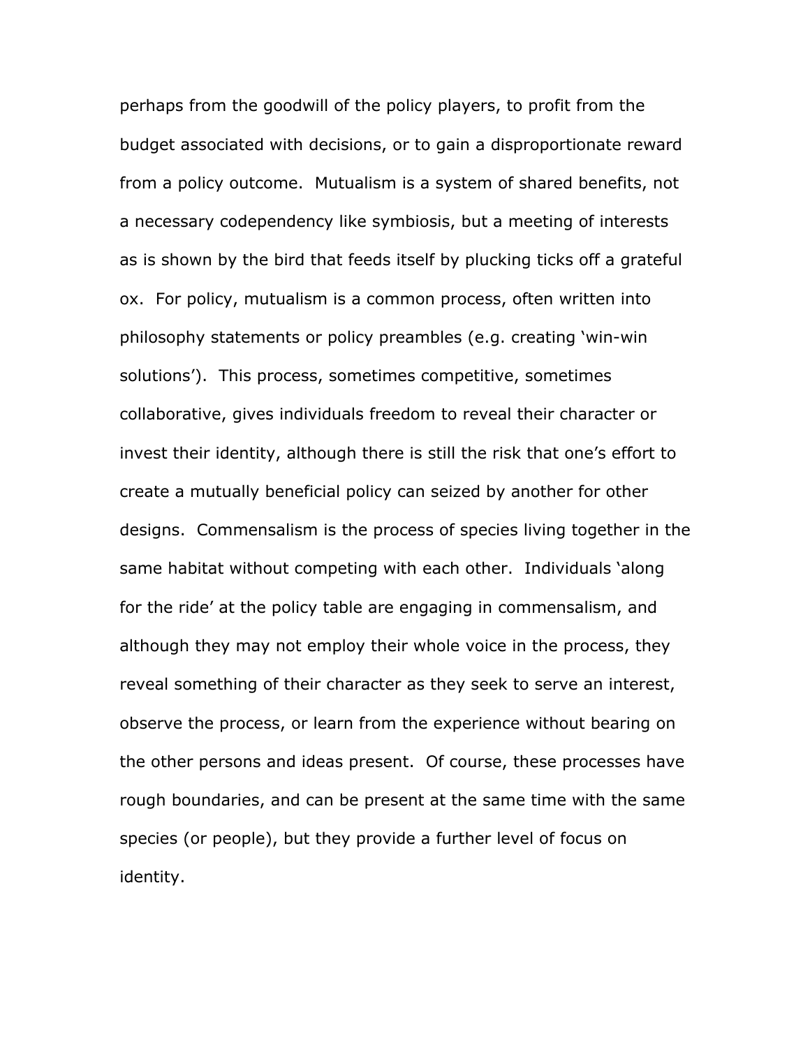perhaps from the goodwill of the policy players, to profit from the budget associated with decisions, or to gain a disproportionate reward from a policy outcome. Mutualism is a system of shared benefits, not a necessary codependency like symbiosis, but a meeting of interests as is shown by the bird that feeds itself by plucking ticks off a grateful ox. For policy, mutualism is a common process, often written into philosophy statements or policy preambles (e.g. creating 'win-win solutions'). This process, sometimes competitive, sometimes collaborative, gives individuals freedom to reveal their character or invest their identity, although there is still the risk that one's effort to create a mutually beneficial policy can seized by another for other designs. Commensalism is the process of species living together in the same habitat without competing with each other. Individuals 'along for the ride' at the policy table are engaging in commensalism, and although they may not employ their whole voice in the process, they reveal something of their character as they seek to serve an interest, observe the process, or learn from the experience without bearing on the other persons and ideas present. Of course, these processes have rough boundaries, and can be present at the same time with the same species (or people), but they provide a further level of focus on identity.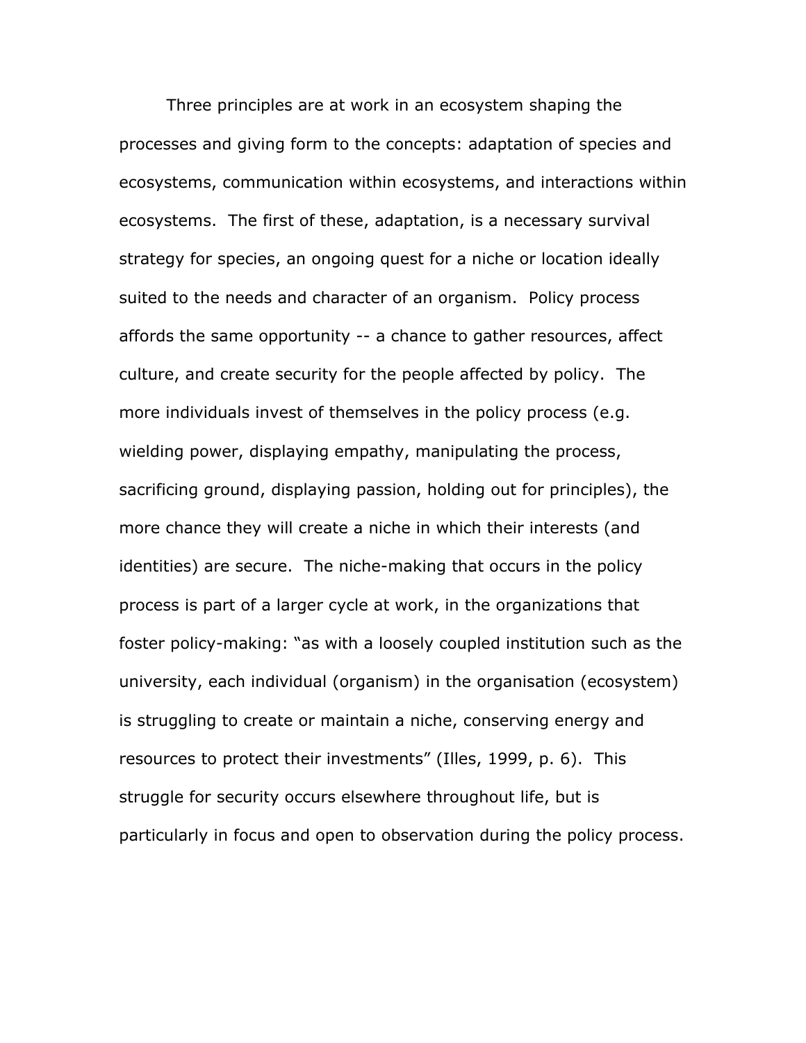Three principles are at work in an ecosystem shaping the processes and giving form to the concepts: adaptation of species and ecosystems, communication within ecosystems, and interactions within ecosystems. The first of these, adaptation, is a necessary survival strategy for species, an ongoing quest for a niche or location ideally suited to the needs and character of an organism. Policy process affords the same opportunity -- a chance to gather resources, affect culture, and create security for the people affected by policy. The more individuals invest of themselves in the policy process (e.g. wielding power, displaying empathy, manipulating the process, sacrificing ground, displaying passion, holding out for principles), the more chance they will create a niche in which their interests (and identities) are secure. The niche-making that occurs in the policy process is part of a larger cycle at work, in the organizations that foster policy-making: "as with a loosely coupled institution such as the university, each individual (organism) in the organisation (ecosystem) is struggling to create or maintain a niche, conserving energy and resources to protect their investments" (Illes, 1999, p. 6). This struggle for security occurs elsewhere throughout life, but is particularly in focus and open to observation during the policy process.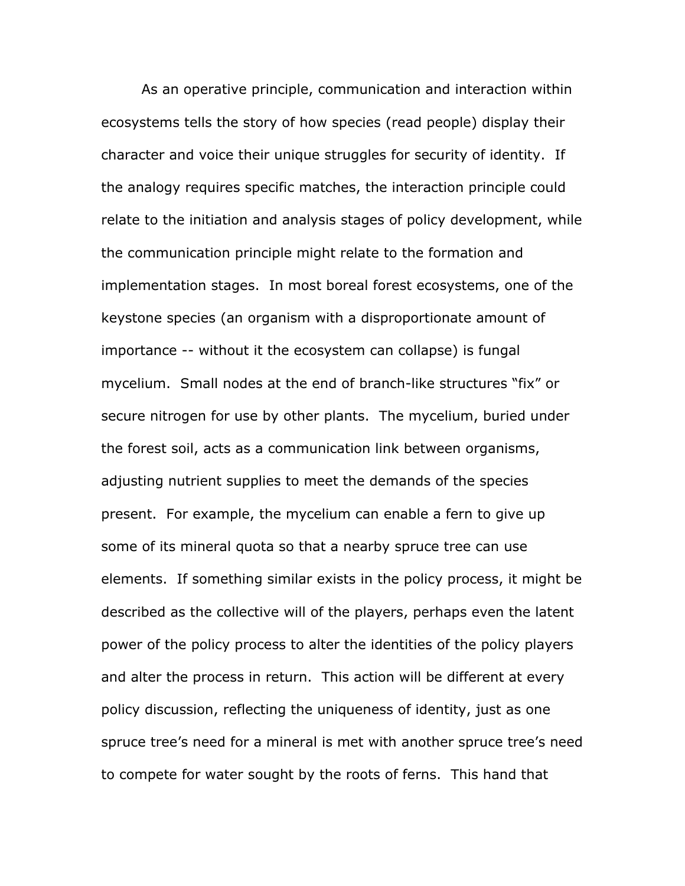As an operative principle, communication and interaction within ecosystems tells the story of how species (read people) display their character and voice their unique struggles for security of identity. If the analogy requires specific matches, the interaction principle could relate to the initiation and analysis stages of policy development, while the communication principle might relate to the formation and implementation stages. In most boreal forest ecosystems, one of the keystone species (an organism with a disproportionate amount of importance -- without it the ecosystem can collapse) is fungal mycelium. Small nodes at the end of branch-like structures "fix" or secure nitrogen for use by other plants. The mycelium, buried under the forest soil, acts as a communication link between organisms, adjusting nutrient supplies to meet the demands of the species present. For example, the mycelium can enable a fern to give up some of its mineral quota so that a nearby spruce tree can use elements. If something similar exists in the policy process, it might be described as the collective will of the players, perhaps even the latent power of the policy process to alter the identities of the policy players and alter the process in return. This action will be different at every policy discussion, reflecting the uniqueness of identity, just as one spruce tree's need for a mineral is met with another spruce tree's need to compete for water sought by the roots of ferns. This hand that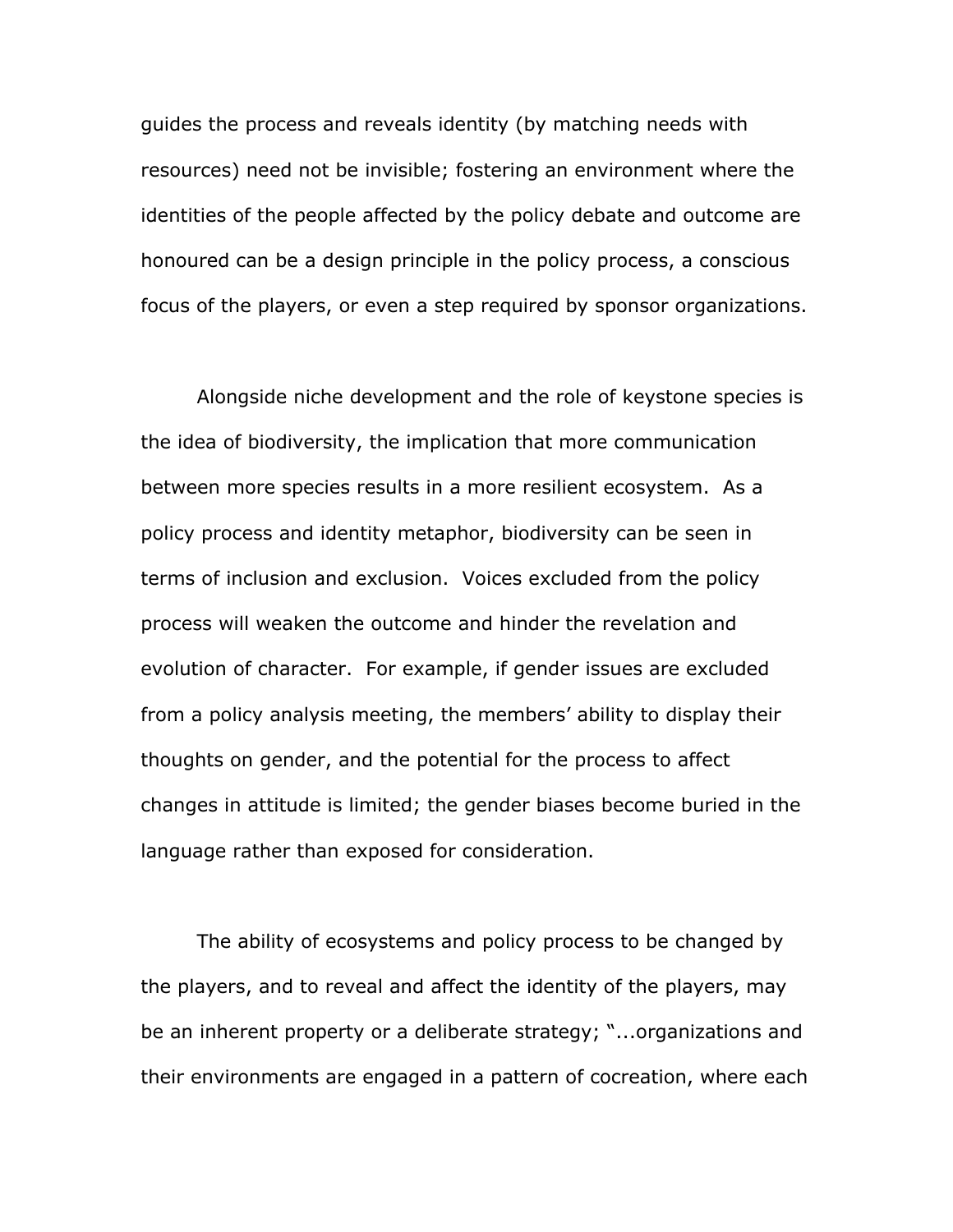guides the process and reveals identity (by matching needs with resources) need not be invisible; fostering an environment where the identities of the people affected by the policy debate and outcome are honoured can be a design principle in the policy process, a conscious focus of the players, or even a step required by sponsor organizations.

Alongside niche development and the role of keystone species is the idea of biodiversity, the implication that more communication between more species results in a more resilient ecosystem. As a policy process and identity metaphor, biodiversity can be seen in terms of inclusion and exclusion. Voices excluded from the policy process will weaken the outcome and hinder the revelation and evolution of character. For example, if gender issues are excluded from a policy analysis meeting, the members' ability to display their thoughts on gender, and the potential for the process to affect changes in attitude is limited; the gender biases become buried in the language rather than exposed for consideration.

The ability of ecosystems and policy process to be changed by the players, and to reveal and affect the identity of the players, may be an inherent property or a deliberate strategy; "...organizations and their environments are engaged in a pattern of cocreation, where each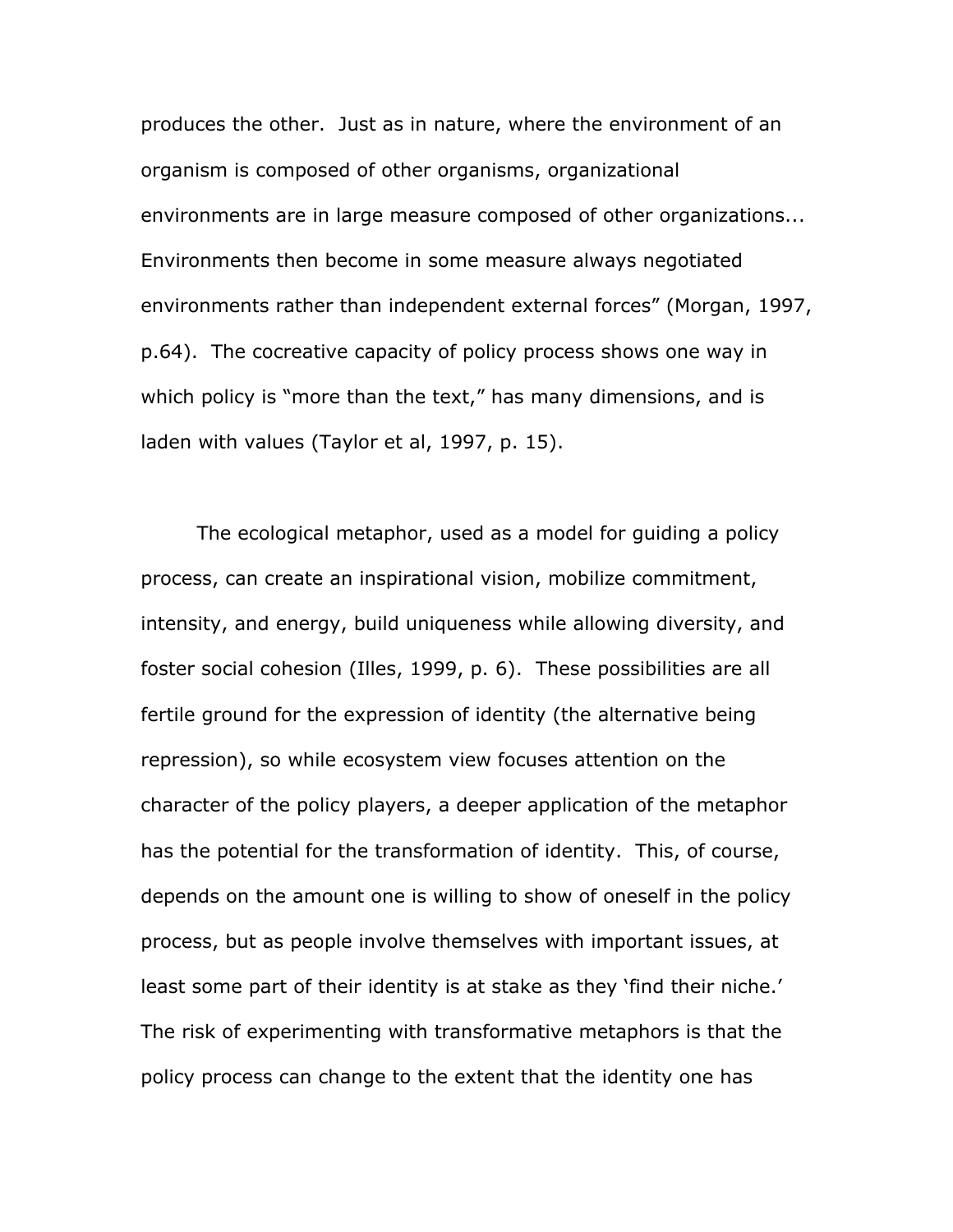produces the other. Just as in nature, where the environment of an organism is composed of other organisms, organizational environments are in large measure composed of other organizations... Environments then become in some measure always negotiated environments rather than independent external forces" (Morgan, 1997, p.64). The cocreative capacity of policy process shows one way in which policy is "more than the text," has many dimensions, and is laden with values (Taylor et al, 1997, p. 15).

The ecological metaphor, used as a model for guiding a policy process, can create an inspirational vision, mobilize commitment, intensity, and energy, build uniqueness while allowing diversity, and foster social cohesion (Illes, 1999, p. 6). These possibilities are all fertile ground for the expression of identity (the alternative being repression), so while ecosystem view focuses attention on the character of the policy players, a deeper application of the metaphor has the potential for the transformation of identity. This, of course, depends on the amount one is willing to show of oneself in the policy process, but as people involve themselves with important issues, at least some part of their identity is at stake as they 'find their niche.' The risk of experimenting with transformative metaphors is that the policy process can change to the extent that the identity one has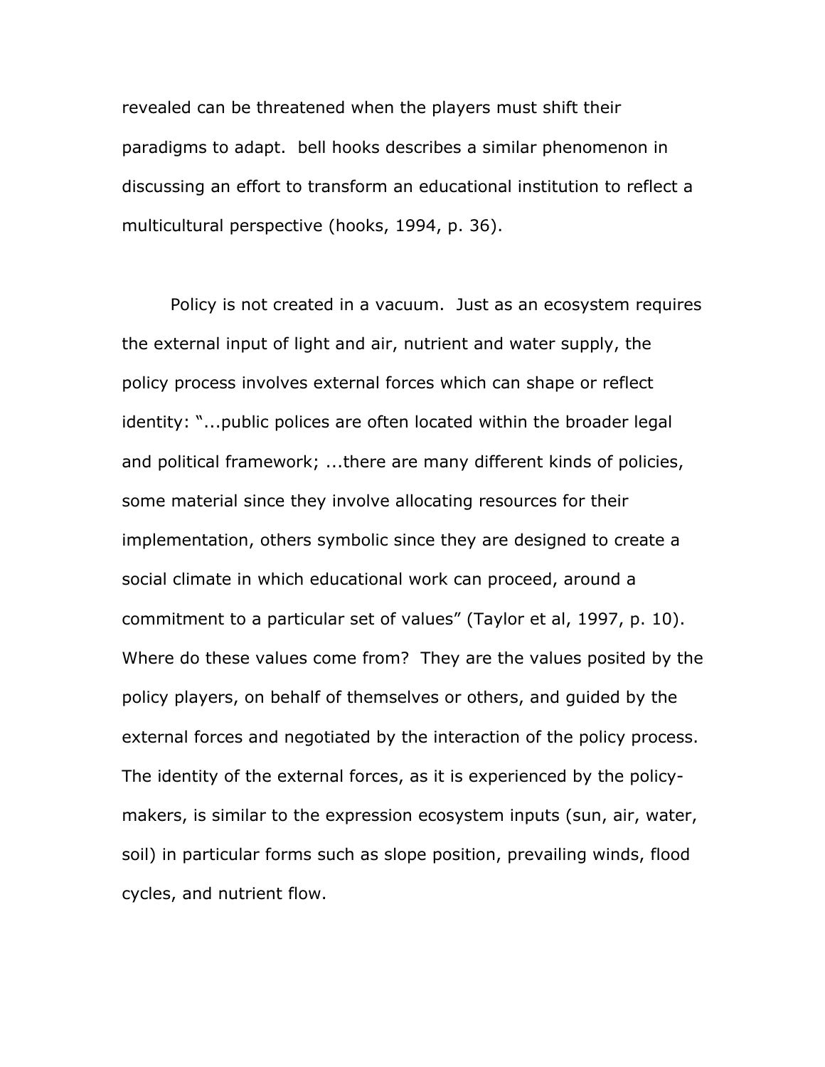revealed can be threatened when the players must shift their paradigms to adapt. bell hooks describes a similar phenomenon in discussing an effort to transform an educational institution to reflect a multicultural perspective (hooks, 1994, p. 36).

Policy is not created in a vacuum. Just as an ecosystem requires the external input of light and air, nutrient and water supply, the policy process involves external forces which can shape or reflect identity: "...public polices are often located within the broader legal and political framework; ...there are many different kinds of policies, some material since they involve allocating resources for their implementation, others symbolic since they are designed to create a social climate in which educational work can proceed, around a commitment to a particular set of values" (Taylor et al, 1997, p. 10). Where do these values come from? They are the values posited by the policy players, on behalf of themselves or others, and guided by the external forces and negotiated by the interaction of the policy process. The identity of the external forces, as it is experienced by the policy-makers, is similar to the expression ecosystem inputs (sun, air, water, soil) in particular forms such as slope position, prevailing winds, flood cycles, and nutrient flow.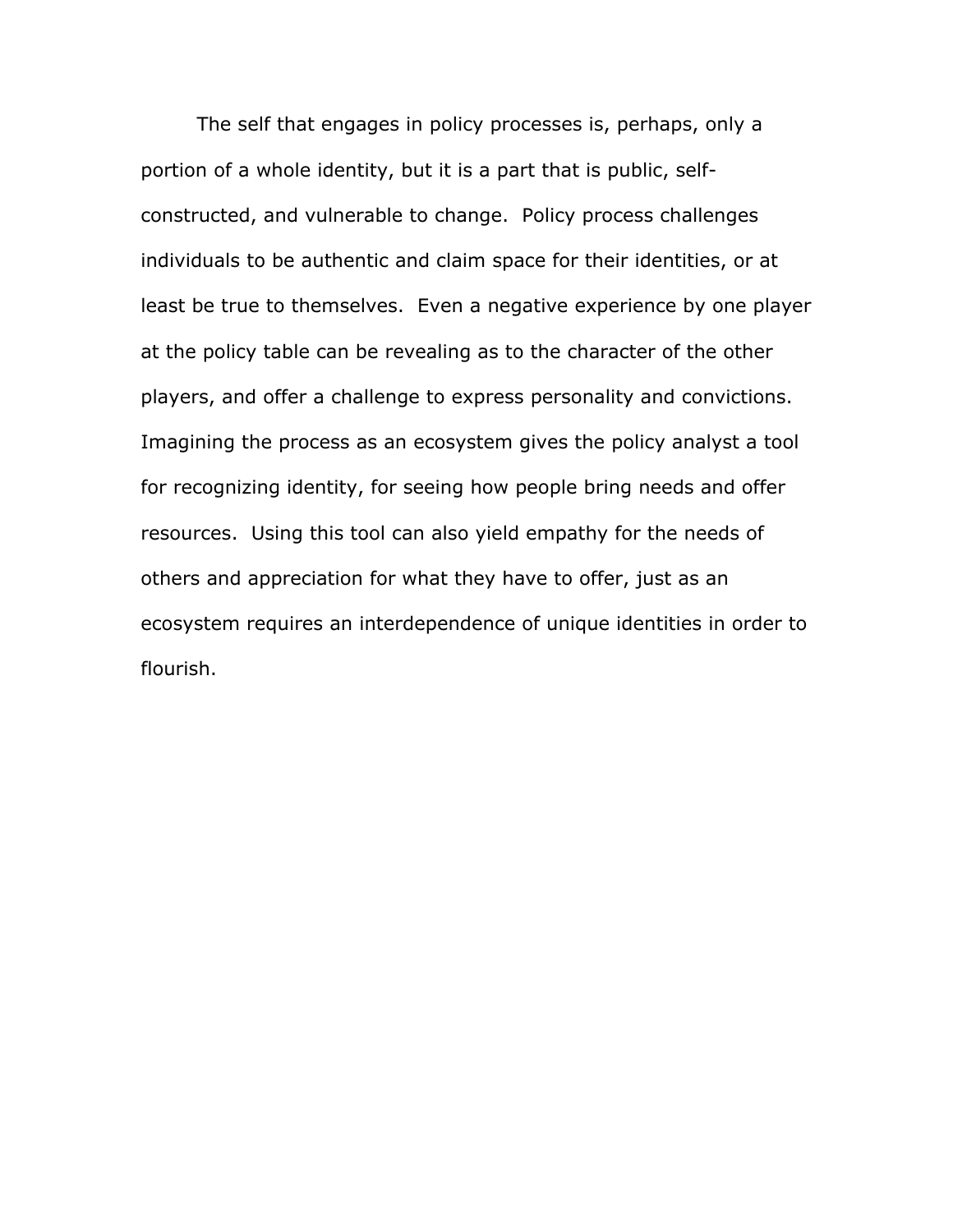The self that engages in policy processes is, perhaps, only a portion of a whole identity, but it is a part that is public, self-constructed, and vulnerable to change. Policy process challenges individuals to be authentic and claim space for their identities, or at least be true to themselves. Even a negative experience by one player at the policy table can be revealing as to the character of the other players, and offer a challenge to express personality and convictions. Imagining the process as an ecosystem gives the policy analyst a tool for recognizing identity, for seeing how people bring needs and offer resources. Using this tool can also yield empathy for the needs of others and appreciation for what they have to offer, just as an ecosystem requires an interdependence of unique identities in order to flourish.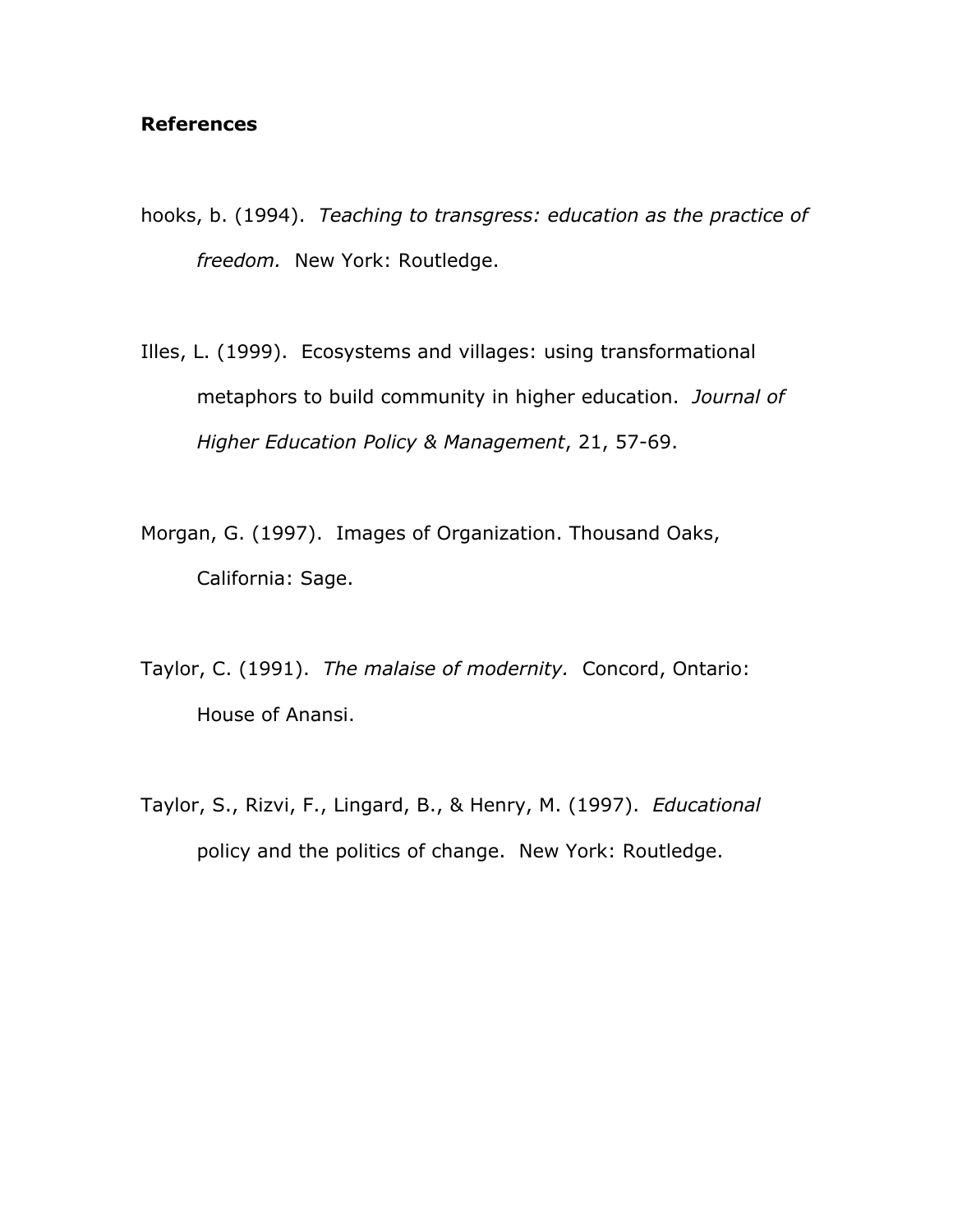**References**

hooks, b. (1994). *Teaching to transgress: education as the practice of freedom.* New York: Routledge.

Illes, L. (1999). Ecosystems and villages: using transformational metaphors to build community in higher education. *Journal of Higher Education Policy & Management*, 21, 57-69.

Morgan, G. (1997). Images of Organization. Thousand Oaks, California: Sage.

Taylor, C. (1991). *The malaise of modernity.* Concord, Ontario: House of Anansi.

Taylor, S., Rizvi, F., Lingard, B., & Henry, M. (1997). *Educational* policy and the politics of change. New York: Routledge.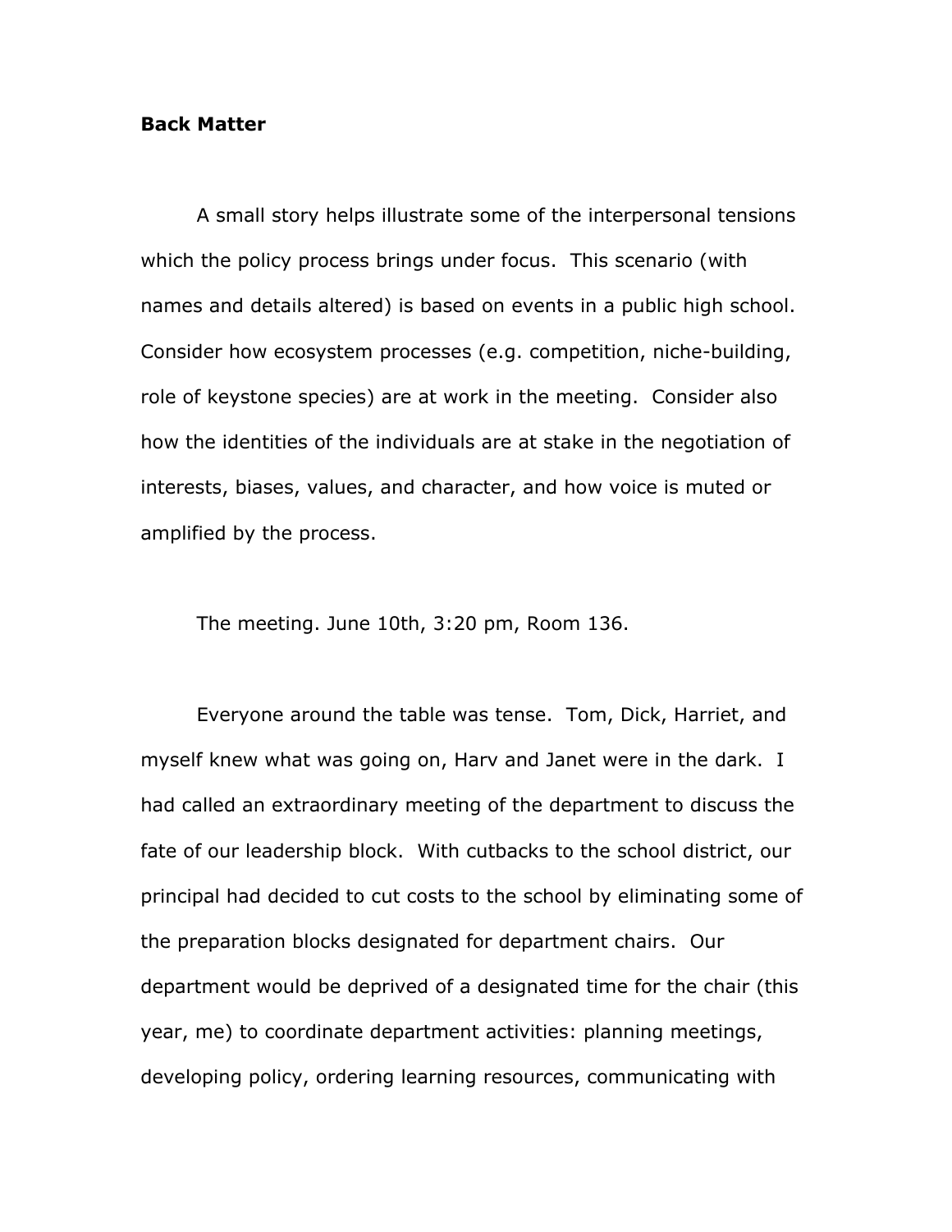**Back Matter**

A small story helps illustrate some of the interpersonal tensions which the policy process brings under focus. This scenario (with names and details altered) is based on events in a public high school. Consider how ecosystem processes (e.g. competition, niche-building, role of keystone species) are at work in the meeting. Consider also how the identities of the individuals are at stake in the negotiation of interests, biases, values, and character, and how voice is muted or amplified by the process.

The meeting. June 10th, 3:20 pm, Room 136.

Everyone around the table was tense. Tom, Dick, Harriet, and myself knew what was going on, Harv and Janet were in the dark. I had called an extraordinary meeting of the department to discuss the fate of our leadership block. With cutbacks to the school district, our principal had decided to cut costs to the school by eliminating some of the preparation blocks designated for department chairs. Our department would be deprived of a designated time for the chair (this year, me) to coordinate department activities: planning meetings, developing policy, ordering learning resources, communicating with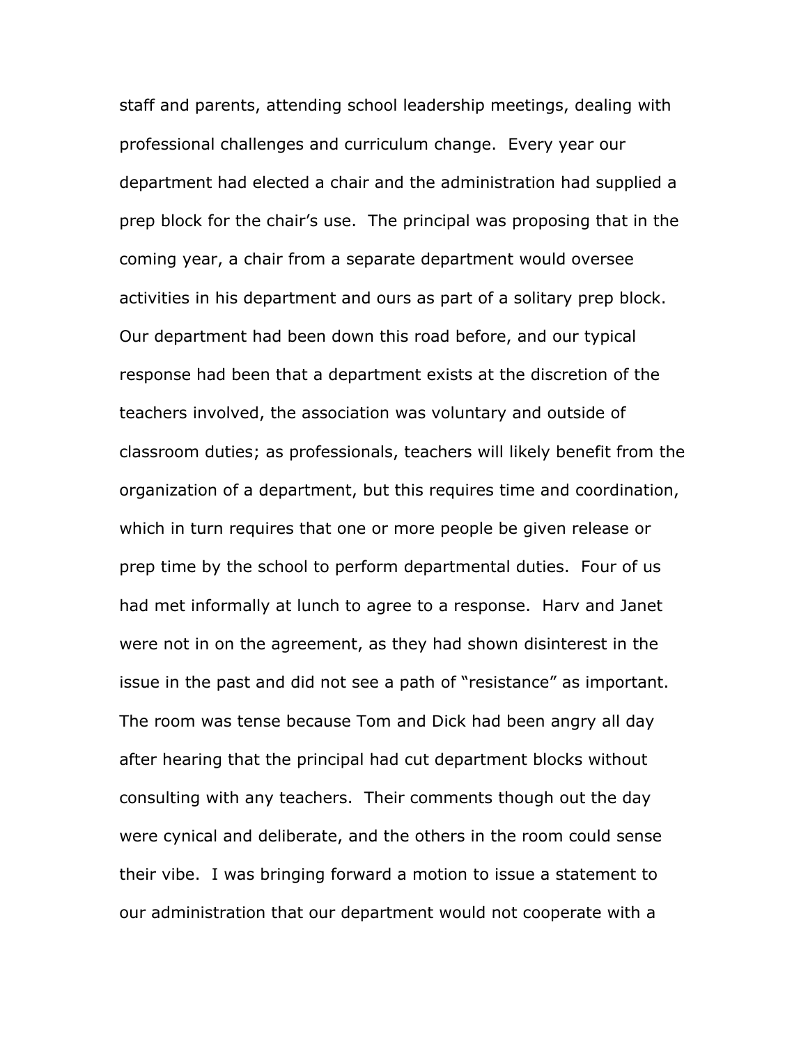staff and parents, attending school leadership meetings, dealing with professional challenges and curriculum change. Every year our department had elected a chair and the administration had supplied a prep block for the chair's use. The principal was proposing that in the coming year, a chair from a separate department would oversee activities in his department and ours as part of a solitary prep block. Our department had been down this road before, and our typical response had been that a department exists at the discretion of the teachers involved, the association was voluntary and outside of classroom duties; as professionals, teachers will likely benefit from the organization of a department, but this requires time and coordination, which in turn requires that one or more people be given release or prep time by the school to perform departmental duties. Four of us had met informally at lunch to agree to a response. Harv and Janet were not in on the agreement, as they had shown disinterest in the issue in the past and did not see a path of "resistance" as important. The room was tense because Tom and Dick had been angry all day after hearing that the principal had cut department blocks without consulting with any teachers. Their comments though out the day were cynical and deliberate, and the others in the room could sense their vibe. I was bringing forward a motion to issue a statement to our administration that our department would not cooperate with a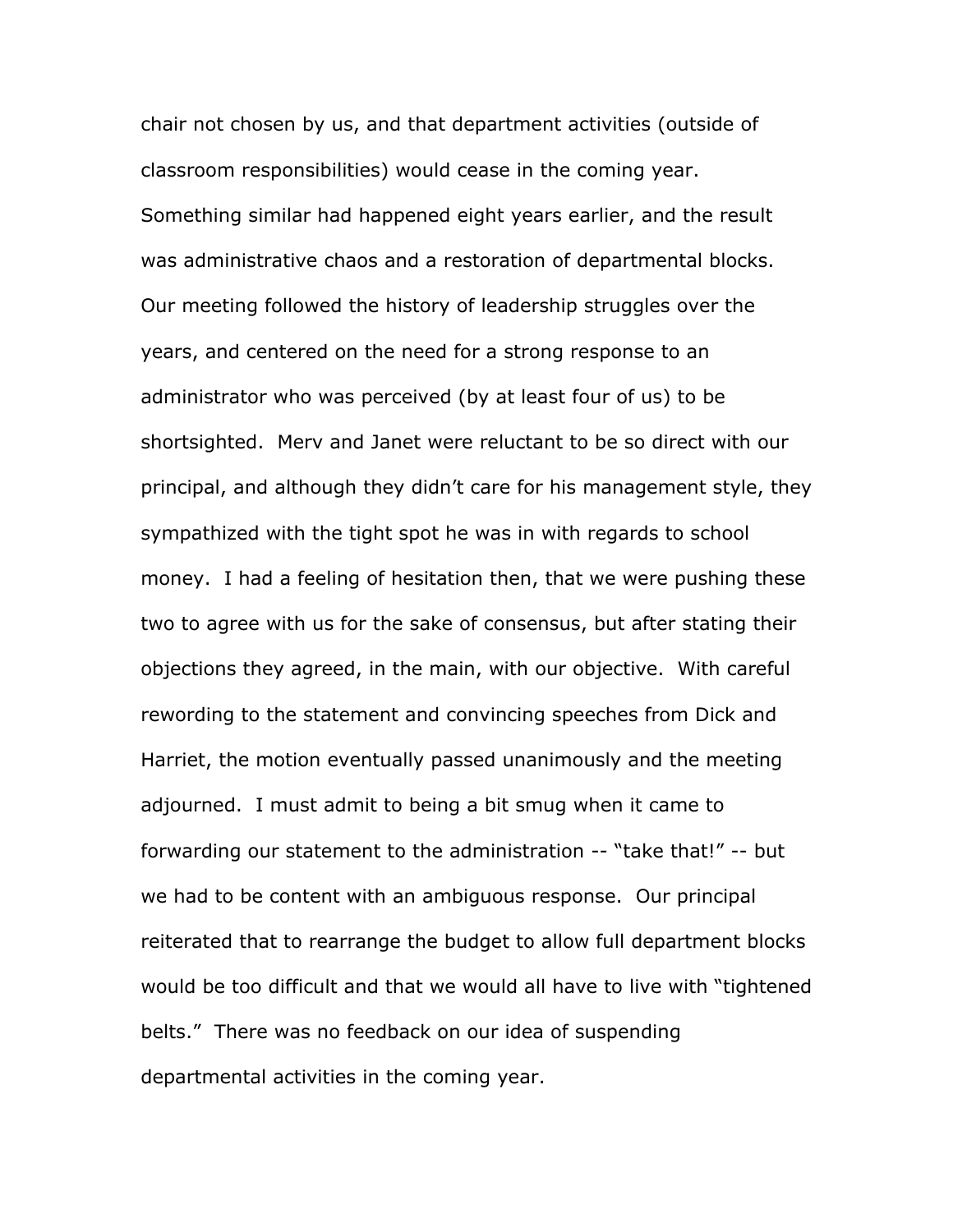chair not chosen by us, and that department activities (outside of classroom responsibilities) would cease in the coming year. Something similar had happened eight years earlier, and the result was administrative chaos and a restoration of departmental blocks. Our meeting followed the history of leadership struggles over the years, and centered on the need for a strong response to an administrator who was perceived (by at least four of us) to be shortsighted. Merv and Janet were reluctant to be so direct with our principal, and although they didn't care for his management style, they sympathized with the tight spot he was in with regards to school money. I had a feeling of hesitation then, that we were pushing these two to agree with us for the sake of consensus, but after stating their objections they agreed, in the main, with our objective. With careful rewording to the statement and convincing speeches from Dick and Harriet, the motion eventually passed unanimously and the meeting adjourned. I must admit to being a bit smug when it came to forwarding our statement to the administration -- "take that!" -- but we had to be content with an ambiguous response. Our principal reiterated that to rearrange the budget to allow full department blocks would be too difficult and that we would all have to live with "tightened belts." There was no feedback on our idea of suspending departmental activities in the coming year.